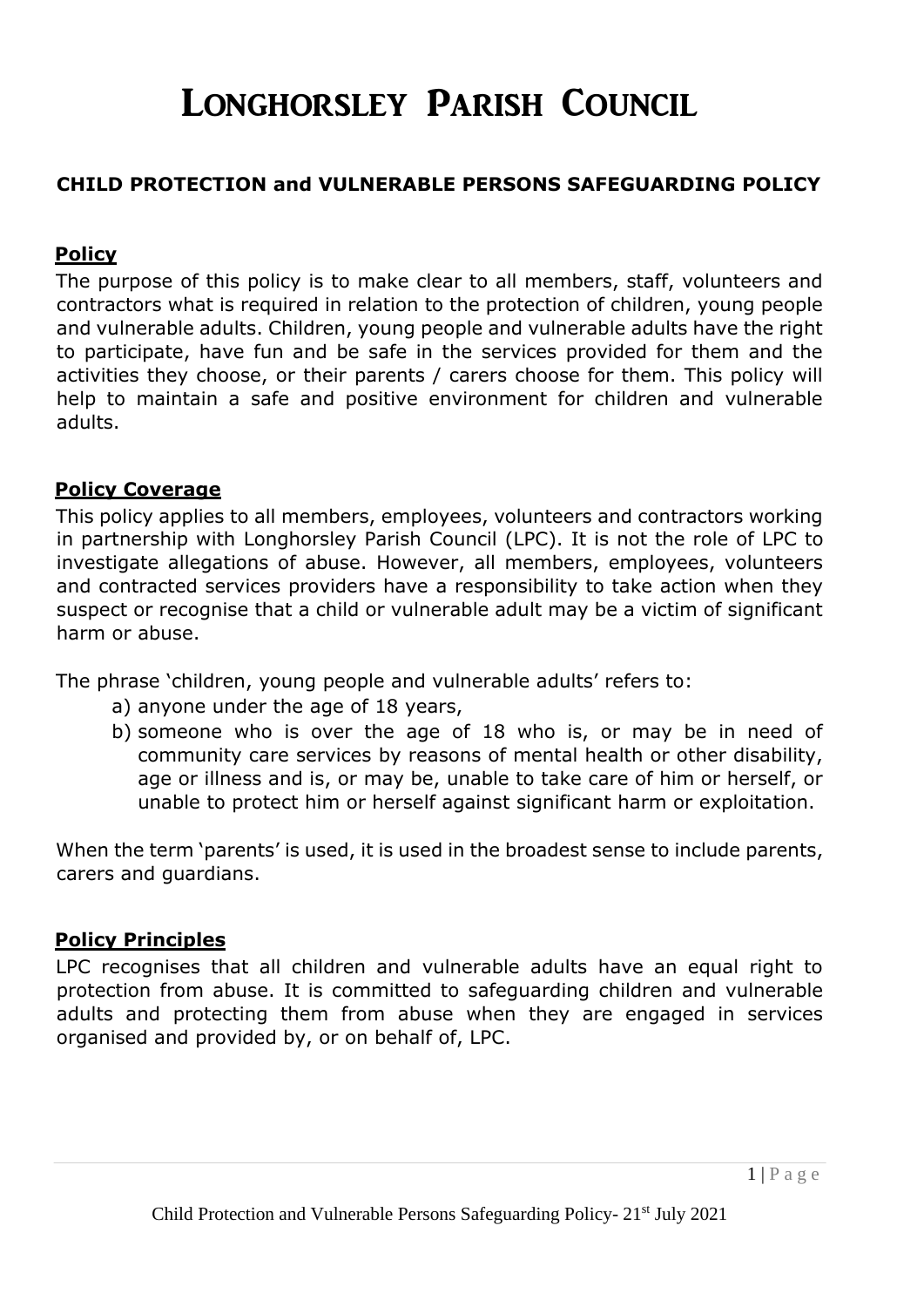# LONGHORSLEY PARISH COUNCIL

## CHILD PROTECTION and VULNERABLE PERSONS SAFEGUARDING POLICY

### Policy

The purpose of this policy is to make clear to all members, staff, volunteers and contractors what is required in relation to the protection of children, young people and vulnerable adults. Children, young people and vulnerable adults have the right to participate, have fun and be safe in the services provided for them and the activities they choose, or their parents / carers choose for them. This policy will help to maintain a safe and positive environment for children and vulnerable adults.

### Policy Coverage

This policy applies to all members, employees, volunteers and contractors working in partnership with Longhorsley Parish Council (LPC). It is not the role of LPC to investigate allegations of abuse. However, all members, employees, volunteers and contracted services providers have a responsibility to take action when they suspect or recognise that a child or vulnerable adult may be a victim of significant harm or abuse.

The phrase 'children, young people and vulnerable adults' refers to:

a) anyone under the age of 18 years,
b) someone who is over the age of 18 who is, or may be in need of community care services by reasons of mental health or other disability, age or illness and is, or may be, unable to take care of him or herself, or unable to protect him or herself against significant harm or exploitation.

When the term 'parents' is used, it is used in the broadest sense to include parents, carers and guardians.

### Policy Principles

LPC recognises that all children and vulnerable adults have an equal right to protection from abuse. It is committed to safeguarding children and vulnerable adults and protecting them from abuse when they are engaged in services organised and provided by, or on behalf of, LPC.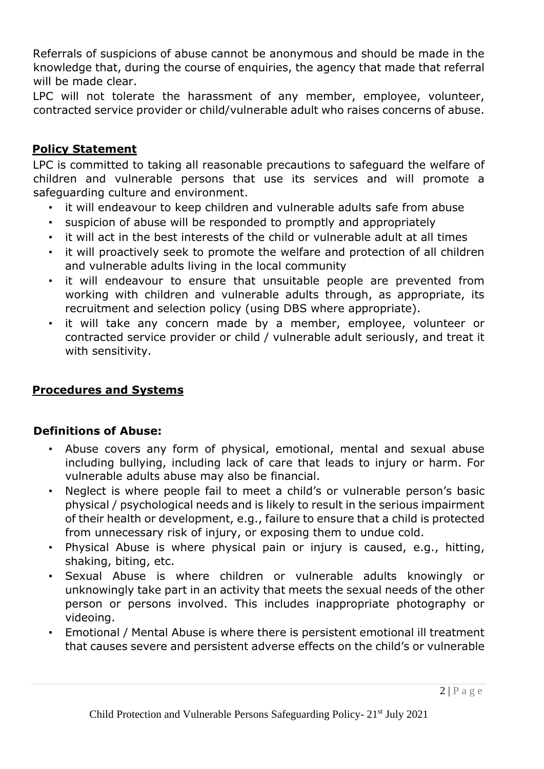Referrals of suspicions of abuse cannot be anonymous and should be made in the knowledge that, during the course of enquiries, the agency that made that referral will be made clear.

LPC will not tolerate the harassment of any member, employee, volunteer, contracted service provider or child/vulnerable adult who raises concerns of abuse.

## Policy Statement

LPC is committed to taking all reasonable precautions to safeguard the welfare of children and vulnerable persons that use its services and will promote a safeguarding culture and environment.

- it will endeavour to keep children and vulnerable adults safe from abuse
- suspicion of abuse will be responded to promptly and appropriately
- it will act in the best interests of the child or vulnerable adult at all times
- it will proactively seek to promote the welfare and protection of all children and vulnerable adults living in the local community
- it will endeavour to ensure that unsuitable people are prevented from working with children and vulnerable adults through, as appropriate, its recruitment and selection policy (using DBS where appropriate).
- it will take any concern made by a member, employee, volunteer or contracted service provider or child / vulnerable adult seriously, and treat it with sensitivity.

## Procedures and Systems

### Definitions of Abuse:

- Abuse covers any form of physical, emotional, mental and sexual abuse including bullying, including lack of care that leads to injury or harm. For vulnerable adults abuse may also be financial.
- Neglect is where people fail to meet a child's or vulnerable person's basic physical / psychological needs and is likely to result in the serious impairment of their health or development, e.g., failure to ensure that a child is protected from unnecessary risk of injury, or exposing them to undue cold.
- Physical Abuse is where physical pain or injury is caused, e.g., hitting, shaking, biting, etc.
- Sexual Abuse is where children or vulnerable adults knowingly or unknowingly take part in an activity that meets the sexual needs of the other person or persons involved. This includes inappropriate photography or videoing.
- Emotional / Mental Abuse is where there is persistent emotional ill treatment that causes severe and persistent adverse effects on the child's or vulnerable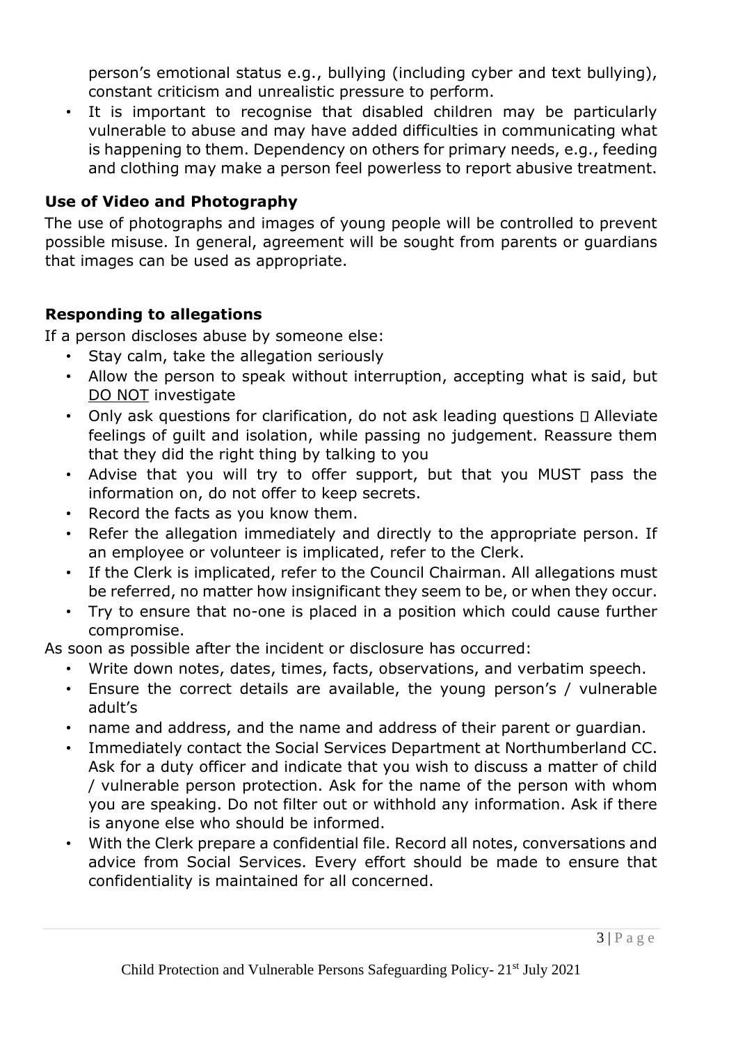person's emotional status e.g., bullying (including cyber and text bullying), constant criticism and unrealistic pressure to perform.

- It is important to recognise that disabled children may be particularly vulnerable to abuse and may have added difficulties in communicating what is happening to them. Dependency on others for primary needs, e.g., feeding and clothing may make a person feel powerless to report abusive treatment.

**Use of Video and Photography**

The use of photographs and images of young people will be controlled to prevent possible misuse. In general, agreement will be sought from parents or guardians that images can be used as appropriate.

**Responding to allegations**

If a person discloses abuse by someone else:

- Stay calm, take the allegation seriously
- Allow the person to speak without interruption, accepting what is said, but DO NOT investigate
- Only ask questions for clarification, do not ask leading questions  Alleviate feelings of guilt and isolation, while passing no judgement. Reassure them that they did the right thing by talking to you
- Advise that you will try to offer support, but that you MUST pass the information on, do not offer to keep secrets.
- Record the facts as you know them.
- Refer the allegation immediately and directly to the appropriate person. If an employee or volunteer is implicated, refer to the Clerk.
- If the Clerk is implicated, refer to the Council Chairman. All allegations must be referred, no matter how insignificant they seem to be, or when they occur.
- Try to ensure that no-one is placed in a position which could cause further compromise.

As soon as possible after the incident or disclosure has occurred:

- Write down notes, dates, times, facts, observations, and verbatim speech.
- Ensure the correct details are available, the young person's / vulnerable adult's
- name and address, and the name and address of their parent or guardian.
- Immediately contact the Social Services Department at Northumberland CC. Ask for a duty officer and indicate that you wish to discuss a matter of child / vulnerable person protection. Ask for the name of the person with whom you are speaking. Do not filter out or withhold any information. Ask if there is anyone else who should be informed.
- With the Clerk prepare a confidential file. Record all notes, conversations and advice from Social Services. Every effort should be made to ensure that confidentiality is maintained for all concerned.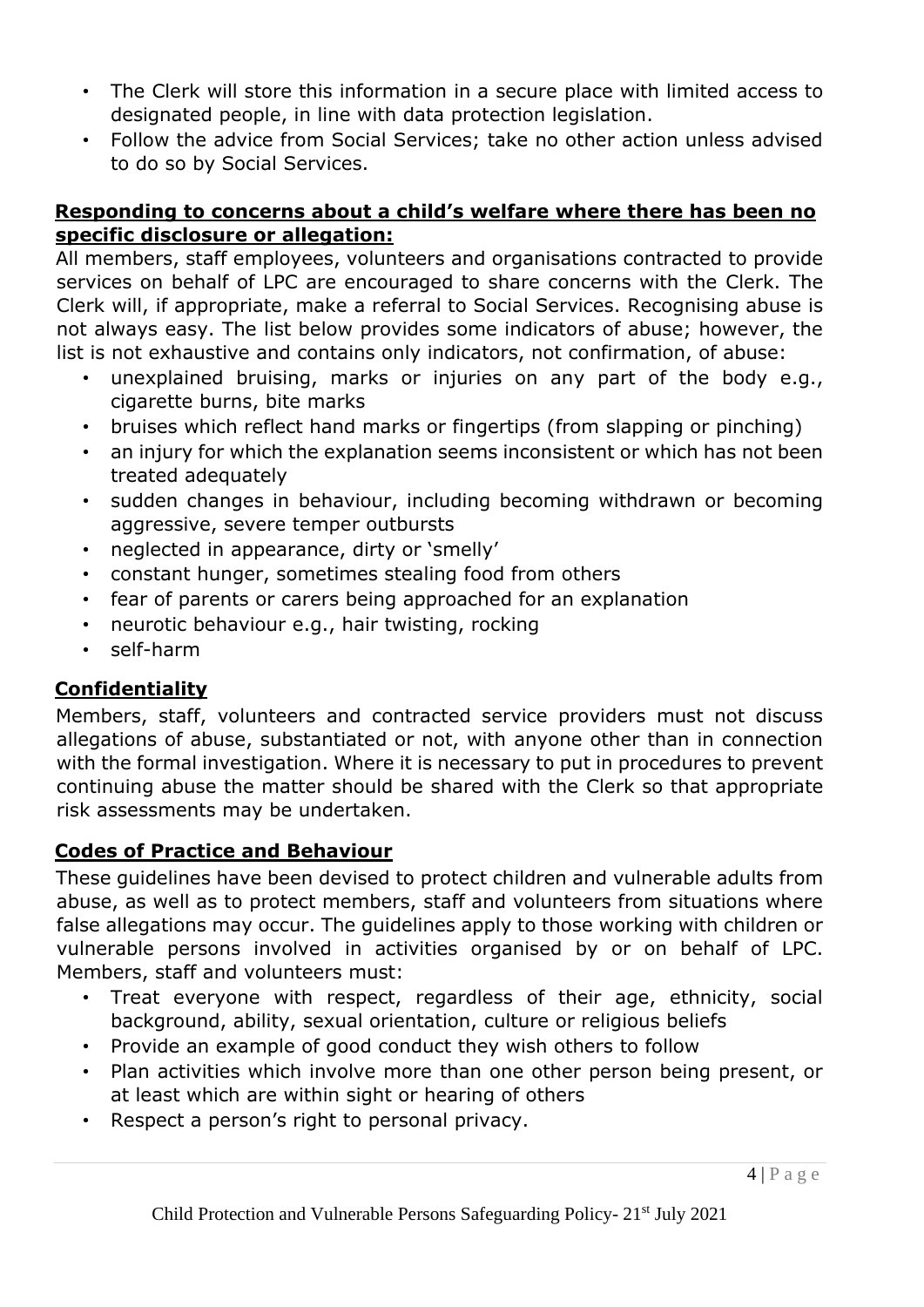- The Clerk will store this information in a secure place with limited access to designated people, in line with data protection legislation.
- Follow the advice from Social Services; take no other action unless advised to do so by Social Services.

**Responding to concerns about a child's welfare where there has been no specific disclosure or allegation:**

All members, staff employees, volunteers and organisations contracted to provide services on behalf of LPC are encouraged to share concerns with the Clerk. The Clerk will, if appropriate, make a referral to Social Services. Recognising abuse is not always easy. The list below provides some indicators of abuse; however, the list is not exhaustive and contains only indicators, not confirmation, of abuse:

- unexplained bruising, marks or injuries on any part of the body e.g., cigarette burns, bite marks
- bruises which reflect hand marks or fingertips (from slapping or pinching)
- an injury for which the explanation seems inconsistent or which has not been treated adequately
- sudden changes in behaviour, including becoming withdrawn or becoming aggressive, severe temper outbursts
- neglected in appearance, dirty or 'smelly'
- constant hunger, sometimes stealing food from others
- fear of parents or carers being approached for an explanation
- neurotic behaviour e.g., hair twisting, rocking
- self-harm

## Confidentiality

Members, staff, volunteers and contracted service providers must not discuss allegations of abuse, substantiated or not, with anyone other than in connection with the formal investigation. Where it is necessary to put in procedures to prevent continuing abuse the matter should be shared with the Clerk so that appropriate risk assessments may be undertaken.

## Codes of Practice and Behaviour

These guidelines have been devised to protect children and vulnerable adults from abuse, as well as to protect members, staff and volunteers from situations where false allegations may occur. The guidelines apply to those working with children or vulnerable persons involved in activities organised by or on behalf of LPC. Members, staff and volunteers must:

- Treat everyone with respect, regardless of their age, ethnicity, social background, ability, sexual orientation, culture or religious beliefs
- Provide an example of good conduct they wish others to follow
- Plan activities which involve more than one other person being present, or at least which are within sight or hearing of others
- Respect a person's right to personal privacy.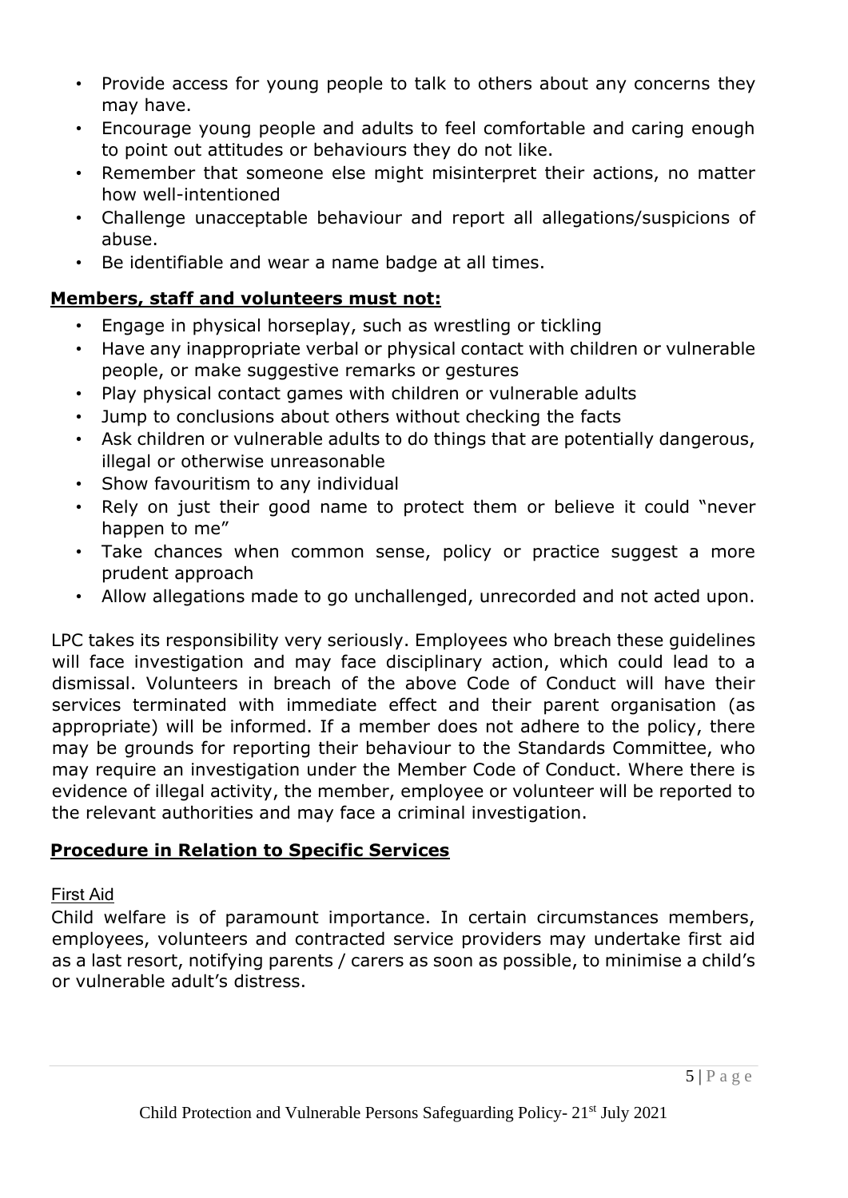- Provide access for young people to talk to others about any concerns they may have.
- Encourage young people and adults to feel comfortable and caring enough to point out attitudes or behaviours they do not like.
- Remember that someone else might misinterpret their actions, no matter how well-intentioned
- Challenge unacceptable behaviour and report all allegations/suspicions of abuse.
- Be identifiable and wear a name badge at all times.

**Members, staff and volunteers must not:**

- Engage in physical horseplay, such as wrestling or tickling
- Have any inappropriate verbal or physical contact with children or vulnerable people, or make suggestive remarks or gestures
- Play physical contact games with children or vulnerable adults
- Jump to conclusions about others without checking the facts
- Ask children or vulnerable adults to do things that are potentially dangerous, illegal or otherwise unreasonable
- Show favouritism to any individual
- Rely on just their good name to protect them or believe it could "never happen to me"
- Take chances when common sense, policy or practice suggest a more prudent approach
- Allow allegations made to go unchallenged, unrecorded and not acted upon.

LPC takes its responsibility very seriously. Employees who breach these guidelines will face investigation and may face disciplinary action, which could lead to a dismissal. Volunteers in breach of the above Code of Conduct will have their services terminated with immediate effect and their parent organisation (as appropriate) will be informed. If a member does not adhere to the policy, there may be grounds for reporting their behaviour to the Standards Committee, who may require an investigation under the Member Code of Conduct. Where there is evidence of illegal activity, the member, employee or volunteer will be reported to the relevant authorities and may face a criminal investigation.

## Procedure in Relation to Specific Services

### First Aid

Child welfare is of paramount importance. In certain circumstances members, employees, volunteers and contracted service providers may undertake first aid as a last resort, notifying parents / carers as soon as possible, to minimise a child's or vulnerable adult's distress.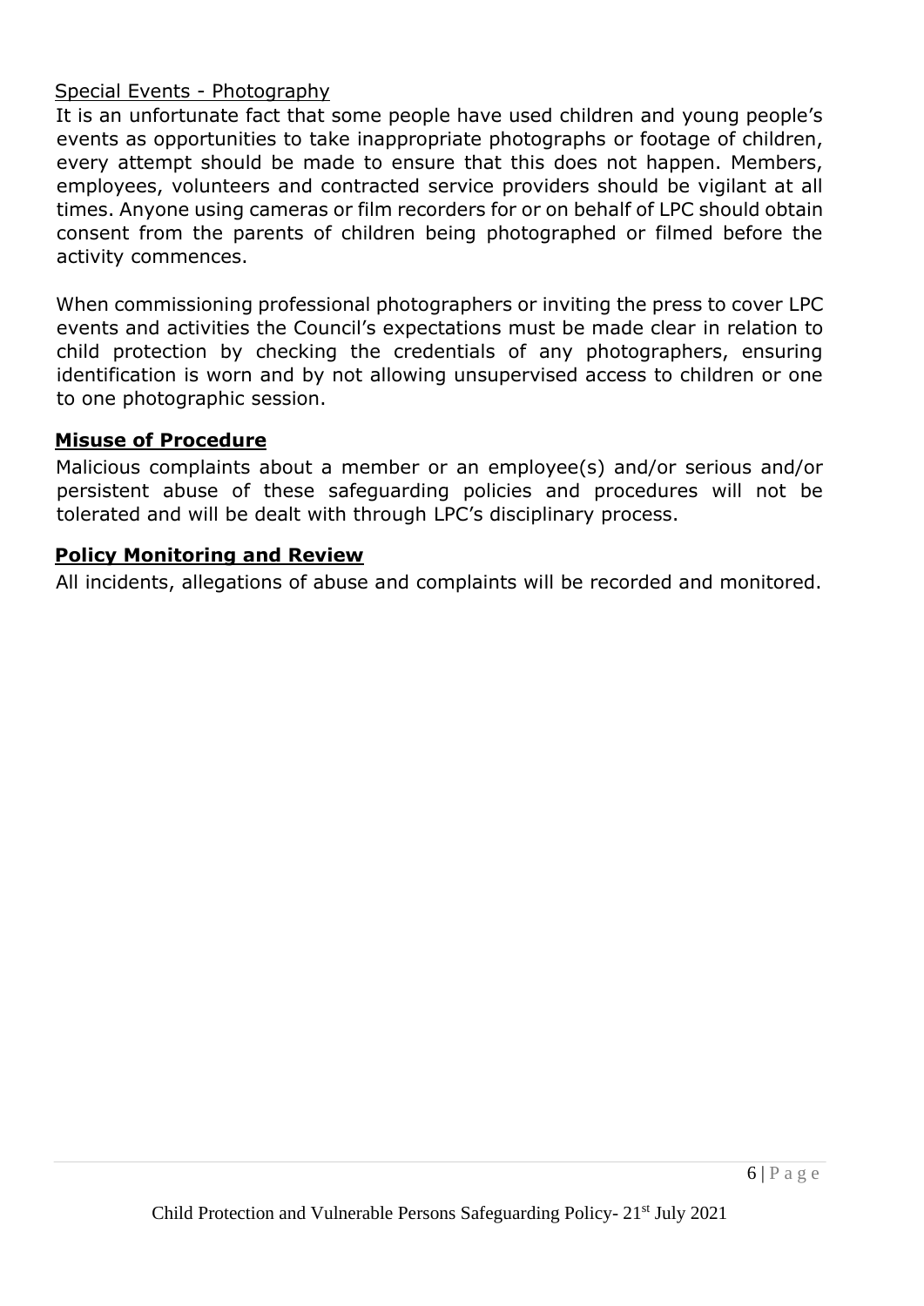Special Events - Photography

It is an unfortunate fact that some people have used children and young people's events as opportunities to take inappropriate photographs or footage of children, every attempt should be made to ensure that this does not happen. Members, employees, volunteers and contracted service providers should be vigilant at all times. Anyone using cameras or film recorders for or on behalf of LPC should obtain consent from the parents of children being photographed or filmed before the activity commences.

When commissioning professional photographers or inviting the press to cover LPC events and activities the Council's expectations must be made clear in relation to child protection by checking the credentials of any photographers, ensuring identification is worn and by not allowing unsupervised access to children or one to one photographic session.

## Misuse of Procedure

Malicious complaints about a member or an employee(s) and/or serious and/or persistent abuse of these safeguarding policies and procedures will not be tolerated and will be dealt with through LPC's disciplinary process.

## Policy Monitoring and Review

All incidents, allegations of abuse and complaints will be recorded and monitored.